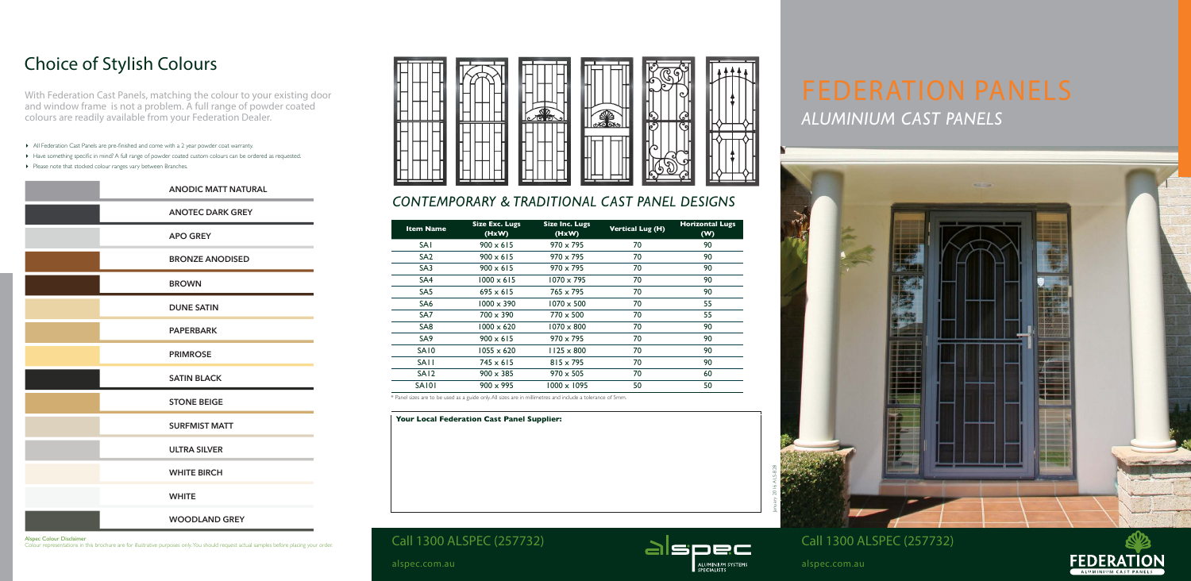## Choice of Stylish Colours

With Federation Cast Panels, matching the colour to your existing door and window frame is not a problem. A full range of powder coated colours are readily available from your Federation Dealer.

- All Federation Cast Panels are pre-finished and come with a 2 year powder coat warranty.
- Have something specific in mind? A full range of powder coated custom colours can be ordered as requested.
- Please note that stocked colour ranges vary between Branches.

| Colour |
|---|
| ANODIC MATT NATURAL |
| ANOTEC DARK GREY |
| APO GREY |
| BRONZE ANODISED |
| BROWN |
| DUNE SATIN |
| PAPERBARK |
| PRIMROSE |
| SATIN BLACK |
| STONE BEIGE |
| SURFMIST MATT |
| ULTRA SILVER |
| WHITE BIRCH |
| WHITE |
| WOODLAND GREY |

**Alspec Colour Disclaimer**
Colour representations in this brochure are for illustrative purposes only. You should request actual samples before placing your order.

## *CONTEMPORARY & TRADITIONAL CAST PANEL DESIGNS*

| Item Name | Size Exc. Lugs (HxW) | Size Inc. Lugs (HxW) | Vertical Lug (H) | Horizontal Lugs (W) |
|---|---|---|---|---|
| SA1 | 900 x 615 | 970 x 795 | 70 | 90 |
| SA2 | 900 x 615 | 970 x 795 | 70 | 90 |
| SA3 | 900 x 615 | 970 x 795 | 70 | 90 |
| SA4 | 1000 x 615 | 1070 x 795 | 70 | 90 |
| SA5 | 695 x 615 | 765 x 795 | 70 | 90 |
| SA6 | 1000 x 390 | 1070 x 500 | 70 | 55 |
| SA7 | 700 x 390 | 770 x 500 | 70 | 55 |
| SA8 | 1000 x 620 | 1070 x 800 | 70 | 90 |
| SA9 | 900 x 615 | 970 x 795 | 70 | 90 |
| SA10 | 1055 x 620 | 1125 x 800 | 70 | 90 |
| SA11 | 745 x 615 | 815 x 795 | 70 | 90 |
| SA12 | 900 x 385 | 970 x 505 | 70 | 60 |
| SA101 | 900 x 995 | 1000 x 1095 | 50 | 50 |

* Panel sizes are to be used as a guide only. All sizes are in millimetres and include a tolerance of 5mm.

**Your Local Federation Cast Panel Supplier:**

January 2016 ALS-B28

Call 1300 ALSPEC (257732)

alspec.com.au

alspec ALUMINIUM SYSTEMS SPECIALISTS

# FEDERATION PANELS

## *ALUMINIUM CAST PANELS*

Call 1300 ALSPEC (257732)

alspec.com.au

FEDERATION ALUMINIUM CAST PANELS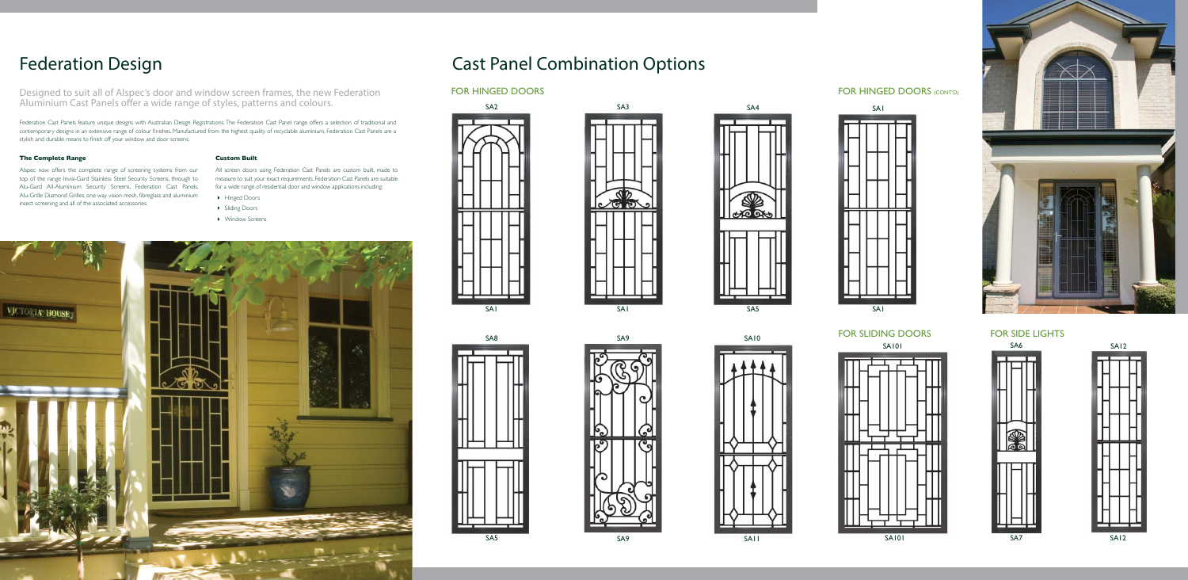# Federation Design

Designed to suit all of Alspec's door and window screen frames, the new Federation Aluminium Cast Panels offer a wide range of styles, patterns and colours.

Federation Cast Panels feature unique designs with Australian Design Registrations. The Federation Cast Panel range offers a selection of traditional and contemporary designs in an extensive range of colour finishes. Manufactured from the highest quality of recyclable aluminium, Federation Cast Panels are a stylish and durable means to finish off your window and door screens.

**The Complete Range**

Alspec now offers the complete range of screening systems from our top of the range Invis-Gard Stainless Steel Security Screens, through to Alu-Gard All-Aluminium Security Screens, Federation Cast Panels, Alu-Grille Diamond Grilles, one way vision mesh, fibreglass and aluminium insect screening and all of the associated accessories.

**Custom Built**

All screen doors using Federation Cast Panels are custom built, made to measure to suit your exact requirements. Federation Cast Panels are suitable for a wide range of residential door and window applications including:

- Hinged Doors
- Sliding Doors
- Window Screens

# Cast Panel Combination Options

## FOR HINGED DOORS

SA2

SA1

SA3

SA1

SA4

SA5

SA8

SA5

SA9

SA9

SA10

SA11

## FOR HINGED DOORS (CONT'D)

SA1

SA1

## FOR SLIDING DOORS

SA101

SA101

## FOR SIDE LIGHTS

SA6

SA7

SA12

SA12